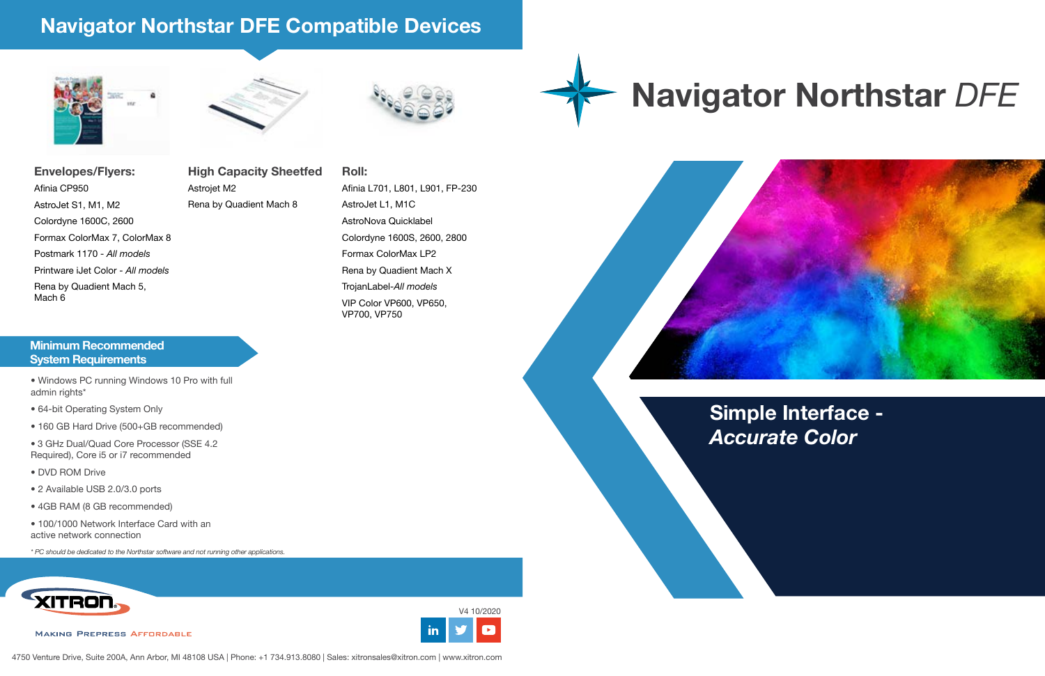# Navigator Northstar DFE Compatible Devices

### Envelopes/Flyers:

Afinia CP950

AstroJet S1, M1, M2

Colordyne 1600C, 2600

Formax ColorMax 7, ColorMax 8

Postmark 1170 - *All models*

Printware iJet Color - *All models*

Rena by Quadient Mach 5, Mach 6

### High Capacity Sheetfed

Astrojet M2

Rena by Quadient Mach 8

### Roll:

Afinia L701, L801, L901, FP-230

AstroJet L1, M1C

AstroNova Quicklabel

Colordyne 1600S, 2600, 2800

Formax ColorMax LP2

Rena by Quadient Mach X

TrojanLabel-*All models*

VIP Color VP600, VP650, VP700, VP750

## Minimum Recommended System Requirements

- Windows PC running Windows 10 Pro with full admin rights*
- 64-bit Operating System Only
- 160 GB Hard Drive (500+GB recommended)
- 3 GHz Dual/Quad Core Processor (SSE 4.2 Required), Core i5 or i7 recommended
- DVD ROM Drive
- 2 Available USB 2.0/3.0 ports
- 4GB RAM (8 GB recommended)
- 100/1000 Network Interface Card with an active network connection

*\* PC should be dedicated to the Northstar software and not running other applications.*

XITRON

Making Prepress Affordable

V4 10/2020

4750 Venture Drive, Suite 200A, Ann Arbor, MI 48108 USA | Phone: +1 734.913.8080 | Sales: xitronsales@xitron.com | www.xitron.com

# Navigator Northstar *DFE*

## Simple Interface - *Accurate Color*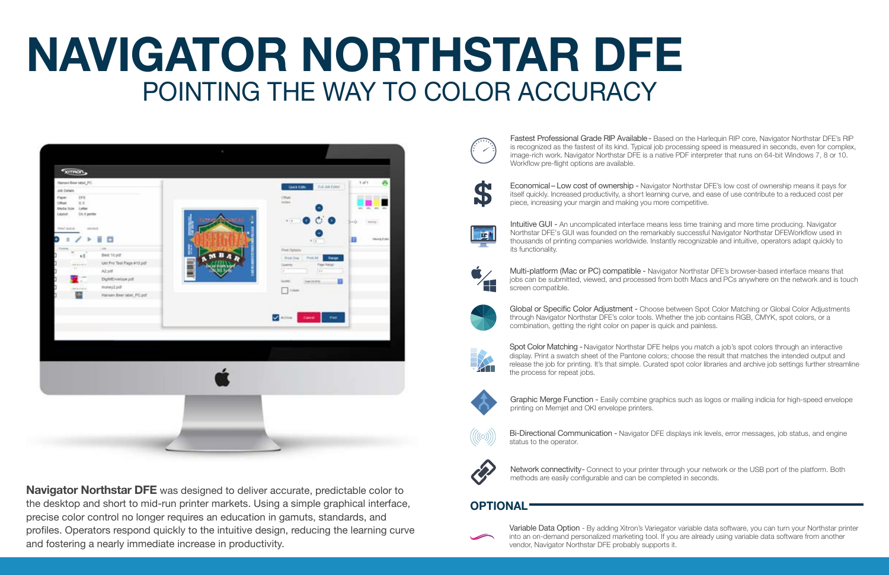# NAVIGATOR NORTHSTAR DFE

## POINTING THE WAY TO COLOR ACCURACY

**Navigator Northstar DFE** was designed to deliver accurate, predictable color to the desktop and short to mid-run printer markets. Using a simple graphical interface, precise color control no longer requires an education in gamuts, standards, and profiles. Operators respond quickly to the intuitive design, reducing the learning curve and fostering a nearly immediate increase in productivity.

Fastest Professional Grade RIP Available - Based on the Harlequin RIP core, Navigator Northstar DFE's RIP is recognized as the fastest of its kind. Typical job processing speed is measured in seconds, even for complex, image-rich work. Navigator Northstar DFE is a native PDF interpreter that runs on 64-bit Windows 7, 8 or 10. Workflow pre-flight options are available.

Economical – Low cost of ownership - Navigator Northstar DFE's low cost of ownership means it pays for itself quickly. Increased productivity, a short learning curve, and ease of use contribute to a reduced cost per piece, increasing your margin and making you more competitive.

Intuitive GUI - An uncomplicated interface means less time training and more time producing. Navigator Northstar DFE's GUI was founded on the remarkably successful Navigator Northstar DFEWorkflow used in thousands of printing companies worldwide. Instantly recognizable and intuitive, operators adapt quickly to its functionality.

Multi-platform (Mac or PC) compatible - Navigator Northstar DFE's browser-based interface means that jobs can be submitted, viewed, and processed from both Macs and PCs anywhere on the network and is touch screen compatible.

Global or Specific Color Adjustment - Choose between Spot Color Matching or Global Color Adjustments through Navigator Northstar DFE's color tools. Whether the job contains RGB, CMYK, spot colors, or a combination, getting the right color on paper is quick and painless.

Spot Color Matching - Navigator Northstar DFE helps you match a job's spot colors through an interactive display. Print a swatch sheet of the Pantone colors; choose the result that matches the intended output and release the job for printing. It's that simple. Curated spot color libraries and archive job settings further streamline the process for repeat jobs.

Graphic Merge Function - Easily combine graphics such as logos or mailing indicia for high-speed envelope printing on Memjet and OKI envelope printers.

Bi-Directional Communication - Navigator DFE displays ink levels, error messages, job status, and engine status to the operator.

Network connectivity - Connect to your printer through your network or the USB port of the platform. Both methods are easily configurable and can be completed in seconds.

## OPTIONAL

Variable Data Option - By adding Xitron's Variegator variable data software, you can turn your Northstar printer into an on-demand personalized marketing tool. If you are already using variable data software from another vendor, Navigator Northstar DFE probably supports it.